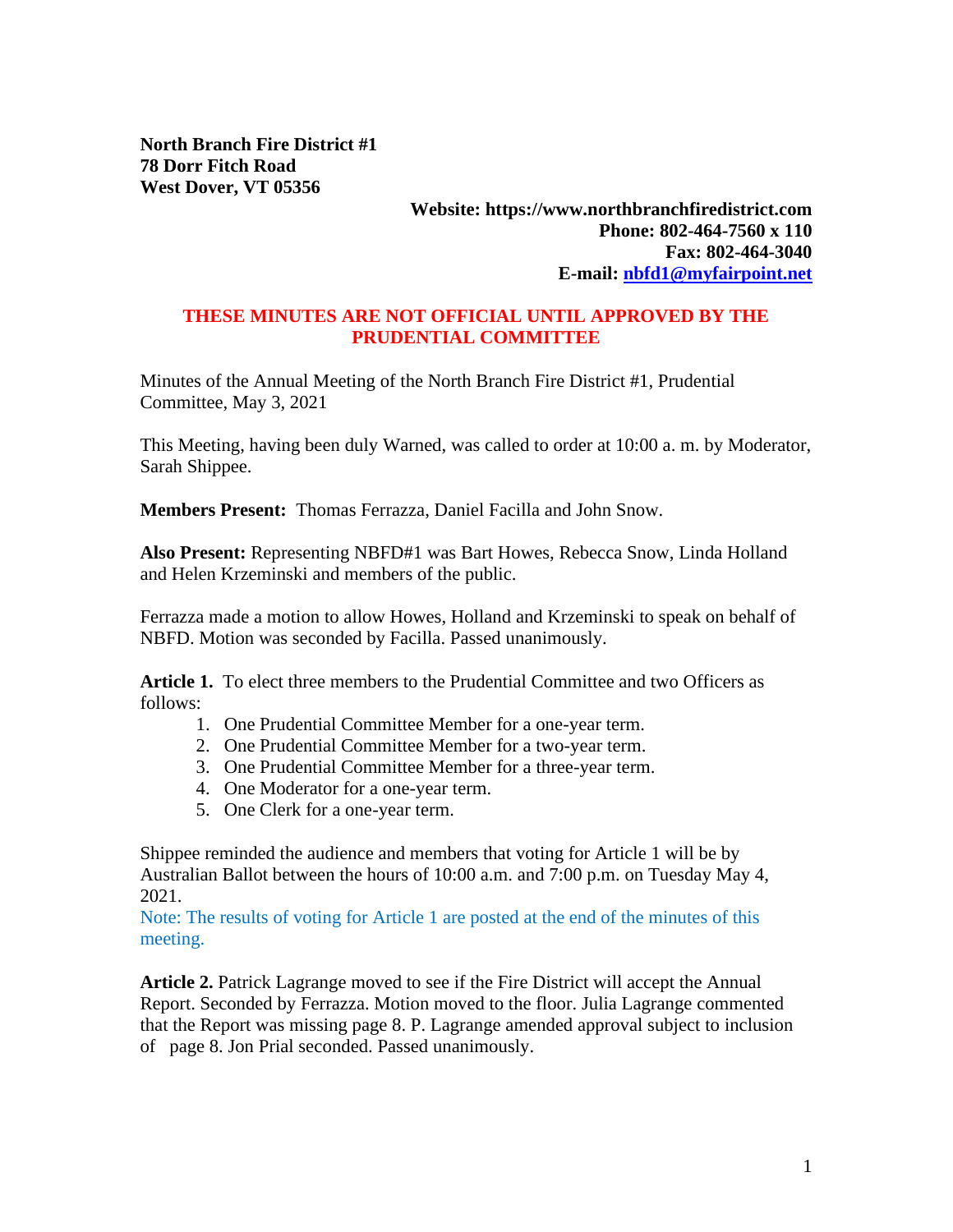**North Branch Fire District #1**
**78 Dorr Fitch Road**
**West Dover, VT 05356**

**Website: https://www.northbranchfiredistrict.com**
**Phone: 802-464-7560 x 110**
**Fax: 802-464-3040**
**E-mail: nbfd1@myfairpoint.net**

**THESE MINUTES ARE NOT OFFICIAL UNTIL APPROVED BY THE PRUDENTIAL COMMITTEE**

Minutes of the Annual Meeting of the North Branch Fire District #1, Prudential Committee, May 3, 2021

This Meeting, having been duly Warned, was called to order at 10:00 a. m. by Moderator, Sarah Shippee.

**Members Present:** Thomas Ferrazza, Daniel Facilla and John Snow.

**Also Present:** Representing NBFD#1 was Bart Howes, Rebecca Snow, Linda Holland and Helen Krzeminski and members of the public.

Ferrazza made a motion to allow Howes, Holland and Krzeminski to speak on behalf of NBFD. Motion was seconded by Facilla. Passed unanimously.

**Article 1.** To elect three members to the Prudential Committee and two Officers as follows:

1. One Prudential Committee Member for a one-year term.
2. One Prudential Committee Member for a two-year term.
3. One Prudential Committee Member for a three-year term.
4. One Moderator for a one-year term.
5. One Clerk for a one-year term.

Shippee reminded the audience and members that voting for Article 1 will be by Australian Ballot between the hours of 10:00 a.m. and 7:00 p.m. on Tuesday May 4, 2021.

Note: The results of voting for Article 1 are posted at the end of the minutes of this meeting.

**Article 2.** Patrick Lagrange moved to see if the Fire District will accept the Annual Report. Seconded by Ferrazza. Motion moved to the floor. Julia Lagrange commented that the Report was missing page 8. P. Lagrange amended approval subject to inclusion of page 8. Jon Prial seconded. Passed unanimously.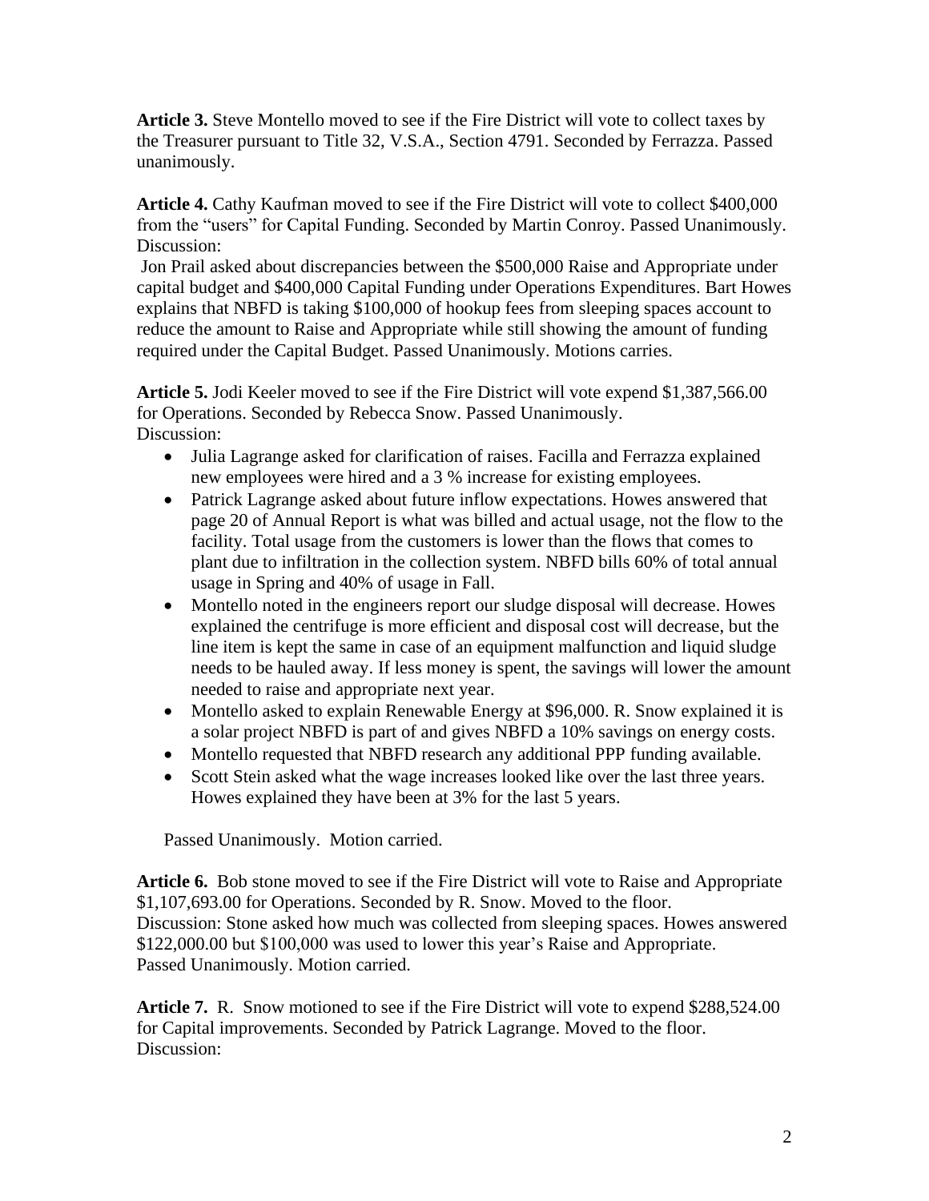**Article 3.** Steve Montello moved to see if the Fire District will vote to collect taxes by the Treasurer pursuant to Title 32, V.S.A., Section 4791. Seconded by Ferrazza. Passed unanimously.

**Article 4.** Cathy Kaufman moved to see if the Fire District will vote to collect $400,000 from the "users" for Capital Funding. Seconded by Martin Conroy. Passed Unanimously. Discussion:

Jon Prail asked about discrepancies between the $500,000 Raise and Appropriate under capital budget and $400,000 Capital Funding under Operations Expenditures. Bart Howes explains that NBFD is taking $100,000 of hookup fees from sleeping spaces account to reduce the amount to Raise and Appropriate while still showing the amount of funding required under the Capital Budget. Passed Unanimously. Motions carries.

**Article 5.** Jodi Keeler moved to see if the Fire District will vote expend $1,387,566.00 for Operations. Seconded by Rebecca Snow. Passed Unanimously.
Discussion:

- Julia Lagrange asked for clarification of raises. Facilla and Ferrazza explained new employees were hired and a 3 % increase for existing employees.
- Patrick Lagrange asked about future inflow expectations. Howes answered that page 20 of Annual Report is what was billed and actual usage, not the flow to the facility. Total usage from the customers is lower than the flows that comes to plant due to infiltration in the collection system. NBFD bills 60% of total annual usage in Spring and 40% of usage in Fall.
- Montello noted in the engineers report our sludge disposal will decrease. Howes explained the centrifuge is more efficient and disposal cost will decrease, but the line item is kept the same in case of an equipment malfunction and liquid sludge needs to be hauled away. If less money is spent, the savings will lower the amount needed to raise and appropriate next year.
- Montello asked to explain Renewable Energy at $96,000. R. Snow explained it is a solar project NBFD is part of and gives NBFD a 10% savings on energy costs.
- Montello requested that NBFD research any additional PPP funding available.
- Scott Stein asked what the wage increases looked like over the last three years. Howes explained they have been at 3% for the last 5 years.

Passed Unanimously. Motion carried.

**Article 6.** Bob stone moved to see if the Fire District will vote to Raise and Appropriate $1,107,693.00 for Operations. Seconded by R. Snow. Moved to the floor.
Discussion: Stone asked how much was collected from sleeping spaces. Howes answered $122,000.00 but $100,000 was used to lower this year's Raise and Appropriate.
Passed Unanimously. Motion carried.

**Article 7.** R. Snow motioned to see if the Fire District will vote to expend $288,524.00 for Capital improvements. Seconded by Patrick Lagrange. Moved to the floor.
Discussion: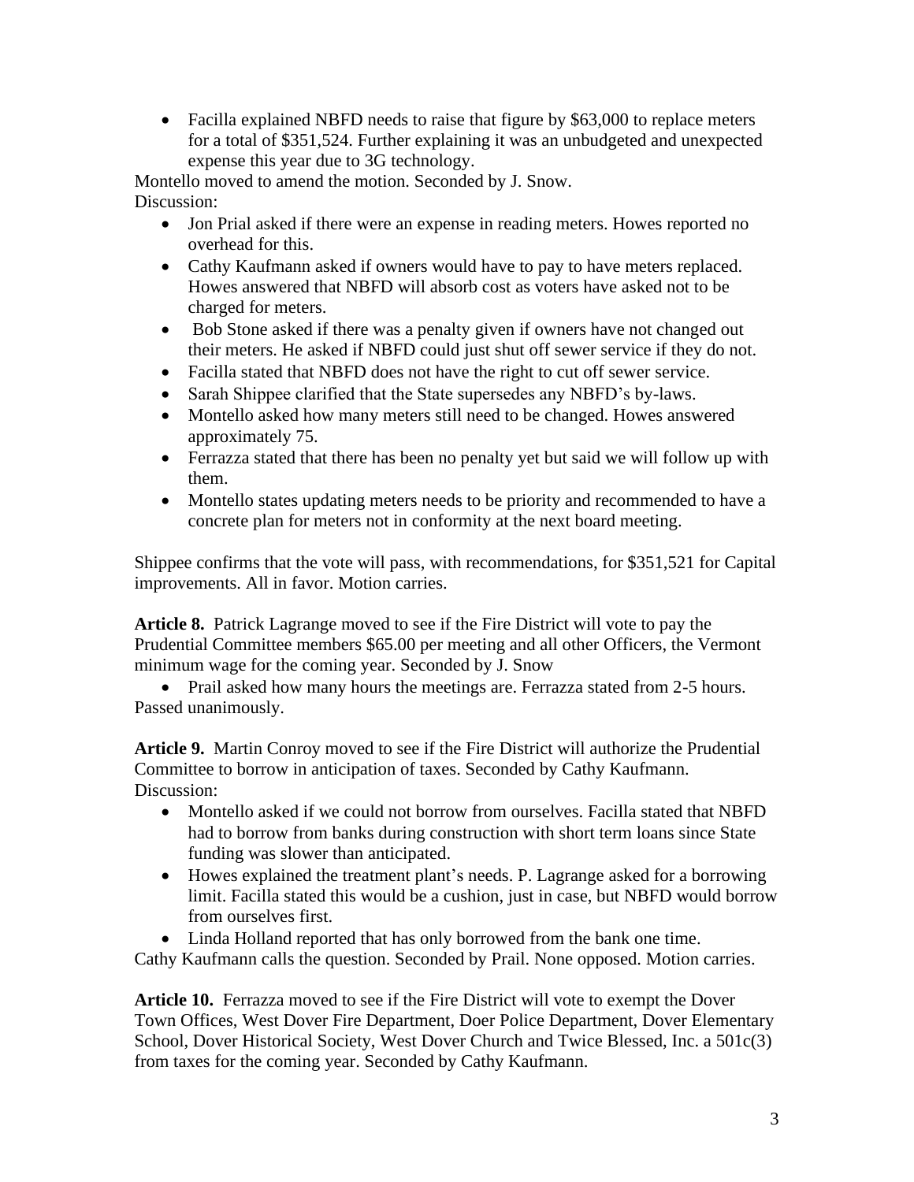- Facilla explained NBFD needs to raise that figure by $63,000 to replace meters for a total of $351,524. Further explaining it was an unbudgeted and unexpected expense this year due to 3G technology.

Montello moved to amend the motion. Seconded by J. Snow.
Discussion:

- Jon Prial asked if there were an expense in reading meters. Howes reported no overhead for this.
- Cathy Kaufmann asked if owners would have to pay to have meters replaced. Howes answered that NBFD will absorb cost as voters have asked not to be charged for meters.
- Bob Stone asked if there was a penalty given if owners have not changed out their meters. He asked if NBFD could just shut off sewer service if they do not.
- Facilla stated that NBFD does not have the right to cut off sewer service.
- Sarah Shippee clarified that the State supersedes any NBFD's by-laws.
- Montello asked how many meters still need to be changed. Howes answered approximately 75.
- Ferrazza stated that there has been no penalty yet but said we will follow up with them.
- Montello states updating meters needs to be priority and recommended to have a concrete plan for meters not in conformity at the next board meeting.

Shippee confirms that the vote will pass, with recommendations, for $351,521 for Capital improvements. All in favor. Motion carries.

**Article 8.** Patrick Lagrange moved to see if the Fire District will vote to pay the Prudential Committee members $65.00 per meeting and all other Officers, the Vermont minimum wage for the coming year. Seconded by J. Snow

- Prail asked how many hours the meetings are. Ferrazza stated from 2-5 hours.

Passed unanimously.

**Article 9.** Martin Conroy moved to see if the Fire District will authorize the Prudential Committee to borrow in anticipation of taxes. Seconded by Cathy Kaufmann.
Discussion:

- Montello asked if we could not borrow from ourselves. Facilla stated that NBFD had to borrow from banks during construction with short term loans since State funding was slower than anticipated.
- Howes explained the treatment plant's needs. P. Lagrange asked for a borrowing limit. Facilla stated this would be a cushion, just in case, but NBFD would borrow from ourselves first.
- Linda Holland reported that has only borrowed from the bank one time.

Cathy Kaufmann calls the question. Seconded by Prail. None opposed. Motion carries.

**Article 10.** Ferrazza moved to see if the Fire District will vote to exempt the Dover Town Offices, West Dover Fire Department, Doer Police Department, Dover Elementary School, Dover Historical Society, West Dover Church and Twice Blessed, Inc. a 501c(3) from taxes for the coming year. Seconded by Cathy Kaufmann.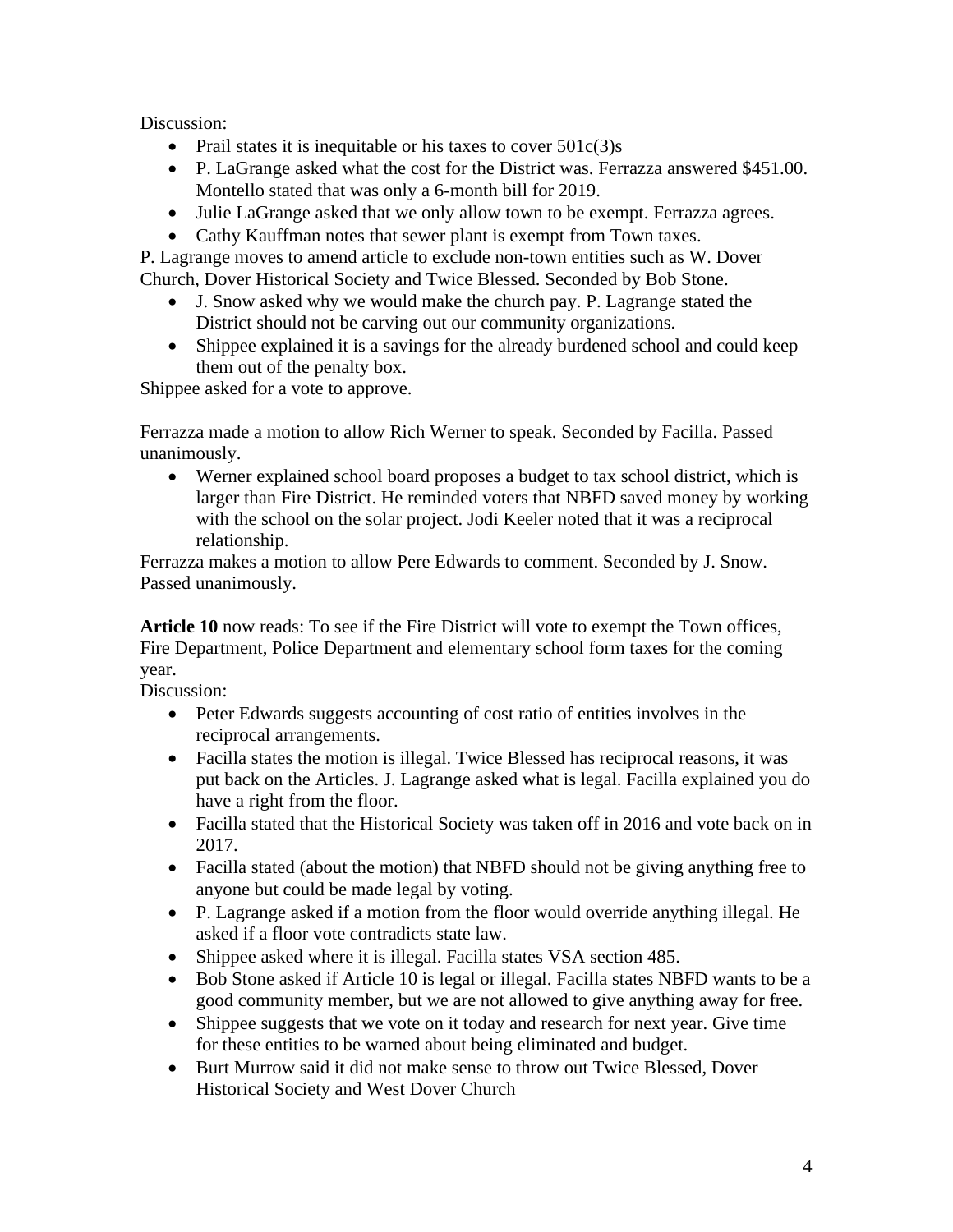Discussion:

- Prail states it is inequitable or his taxes to cover 501c(3)s
- P. LaGrange asked what the cost for the District was. Ferrazza answered $451.00. Montello stated that was only a 6-month bill for 2019.
- Julie LaGrange asked that we only allow town to be exempt. Ferrazza agrees.
- Cathy Kauffman notes that sewer plant is exempt from Town taxes.

P. Lagrange moves to amend article to exclude non-town entities such as W. Dover Church, Dover Historical Society and Twice Blessed. Seconded by Bob Stone.

- J. Snow asked why we would make the church pay. P. Lagrange stated the District should not be carving out our community organizations.
- Shippee explained it is a savings for the already burdened school and could keep them out of the penalty box.

Shippee asked for a vote to approve.

Ferrazza made a motion to allow Rich Werner to speak. Seconded by Facilla. Passed unanimously.

- Werner explained school board proposes a budget to tax school district, which is larger than Fire District. He reminded voters that NBFD saved money by working with the school on the solar project. Jodi Keeler noted that it was a reciprocal relationship.

Ferrazza makes a motion to allow Pere Edwards to comment. Seconded by J. Snow. Passed unanimously.

**Article 10** now reads: To see if the Fire District will vote to exempt the Town offices, Fire Department, Police Department and elementary school form taxes for the coming year.

Discussion:

- Peter Edwards suggests accounting of cost ratio of entities involves in the reciprocal arrangements.
- Facilla states the motion is illegal. Twice Blessed has reciprocal reasons, it was put back on the Articles. J. Lagrange asked what is legal. Facilla explained you do have a right from the floor.
- Facilla stated that the Historical Society was taken off in 2016 and vote back on in 2017.
- Facilla stated (about the motion) that NBFD should not be giving anything free to anyone but could be made legal by voting.
- P. Lagrange asked if a motion from the floor would override anything illegal. He asked if a floor vote contradicts state law.
- Shippee asked where it is illegal. Facilla states VSA section 485.
- Bob Stone asked if Article 10 is legal or illegal. Facilla states NBFD wants to be a good community member, but we are not allowed to give anything away for free.
- Shippee suggests that we vote on it today and research for next year. Give time for these entities to be warned about being eliminated and budget.
- Burt Murrow said it did not make sense to throw out Twice Blessed, Dover Historical Society and West Dover Church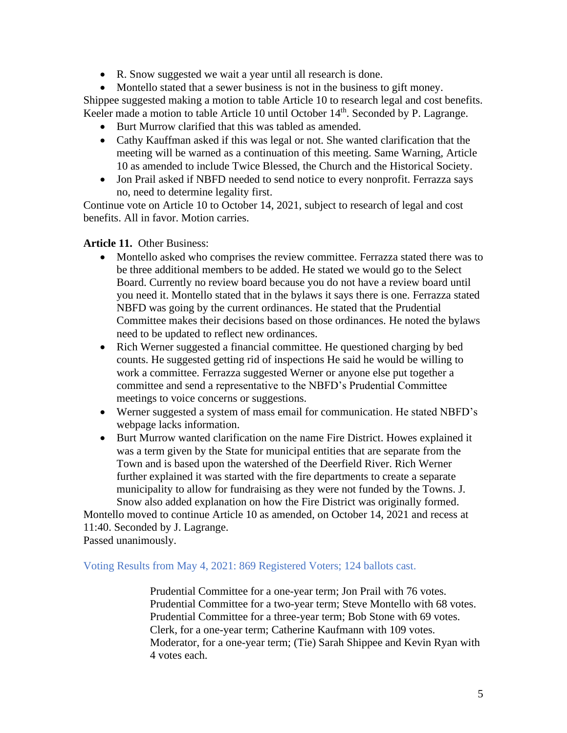- R. Snow suggested we wait a year until all research is done.
- Montello stated that a sewer business is not in the business to gift money.

Shippee suggested making a motion to table Article 10 to research legal and cost benefits. Keeler made a motion to table Article 10 until October 14th. Seconded by P. Lagrange.

- Burt Murrow clarified that this was tabled as amended.
- Cathy Kauffman asked if this was legal or not. She wanted clarification that the meeting will be warned as a continuation of this meeting. Same Warning, Article 10 as amended to include Twice Blessed, the Church and the Historical Society.
- Jon Prail asked if NBFD needed to send notice to every nonprofit. Ferrazza says no, need to determine legality first.

Continue vote on Article 10 to October 14, 2021, subject to research of legal and cost benefits. All in favor. Motion carries.

**Article 11.** Other Business:

- Montello asked who comprises the review committee. Ferrazza stated there was to be three additional members to be added. He stated we would go to the Select Board. Currently no review board because you do not have a review board until you need it. Montello stated that in the bylaws it says there is one. Ferrazza stated NBFD was going by the current ordinances. He stated that the Prudential Committee makes their decisions based on those ordinances. He noted the bylaws need to be updated to reflect new ordinances.
- Rich Werner suggested a financial committee. He questioned charging by bed counts. He suggested getting rid of inspections He said he would be willing to work a committee. Ferrazza suggested Werner or anyone else put together a committee and send a representative to the NBFD's Prudential Committee meetings to voice concerns or suggestions.
- Werner suggested a system of mass email for communication. He stated NBFD's webpage lacks information.
- Burt Murrow wanted clarification on the name Fire District. Howes explained it was a term given by the State for municipal entities that are separate from the Town and is based upon the watershed of the Deerfield River. Rich Werner further explained it was started with the fire departments to create a separate municipality to allow for fundraising as they were not funded by the Towns. J. Snow also added explanation on how the Fire District was originally formed.

Montello moved to continue Article 10 as amended, on October 14, 2021 and recess at 11:40. Seconded by J. Lagrange.
Passed unanimously.

Voting Results from May 4, 2021: 869 Registered Voters; 124 ballots cast.

Prudential Committee for a one-year term; Jon Prail with 76 votes.
Prudential Committee for a two-year term; Steve Montello with 68 votes.
Prudential Committee for a three-year term; Bob Stone with 69 votes.
Clerk, for a one-year term; Catherine Kaufmann with 109 votes.
Moderator, for a one-year term; (Tie) Sarah Shippee and Kevin Ryan with 4 votes each.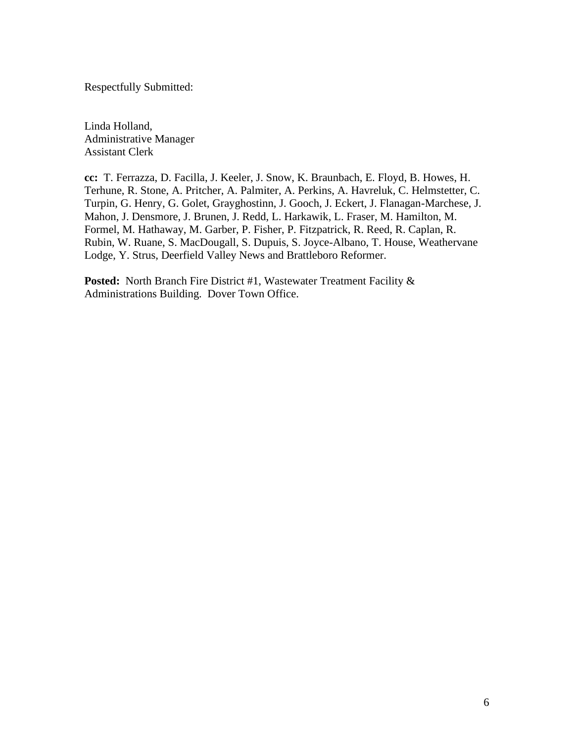Respectfully Submitted:

Linda Holland,
Administrative Manager
Assistant Clerk

**cc:** T. Ferrazza, D. Facilla, J. Keeler, J. Snow, K. Braunbach, E. Floyd, B. Howes, H. Terhune, R. Stone, A. Pritcher, A. Palmiter, A. Perkins, A. Havreluk, C. Helmstetter, C. Turpin, G. Henry, G. Golet, Grayghostinn, J. Gooch, J. Eckert, J. Flanagan-Marchese, J. Mahon, J. Densmore, J. Brunen, J. Redd, L. Harkawik, L. Fraser, M. Hamilton, M. Formel, M. Hathaway, M. Garber, P. Fisher, P. Fitzpatrick, R. Reed, R. Caplan, R. Rubin, W. Ruane, S. MacDougall, S. Dupuis, S. Joyce-Albano, T. House, Weathervane Lodge, Y. Strus, Deerfield Valley News and Brattleboro Reformer.

**Posted:** North Branch Fire District #1, Wastewater Treatment Facility & Administrations Building. Dover Town Office.